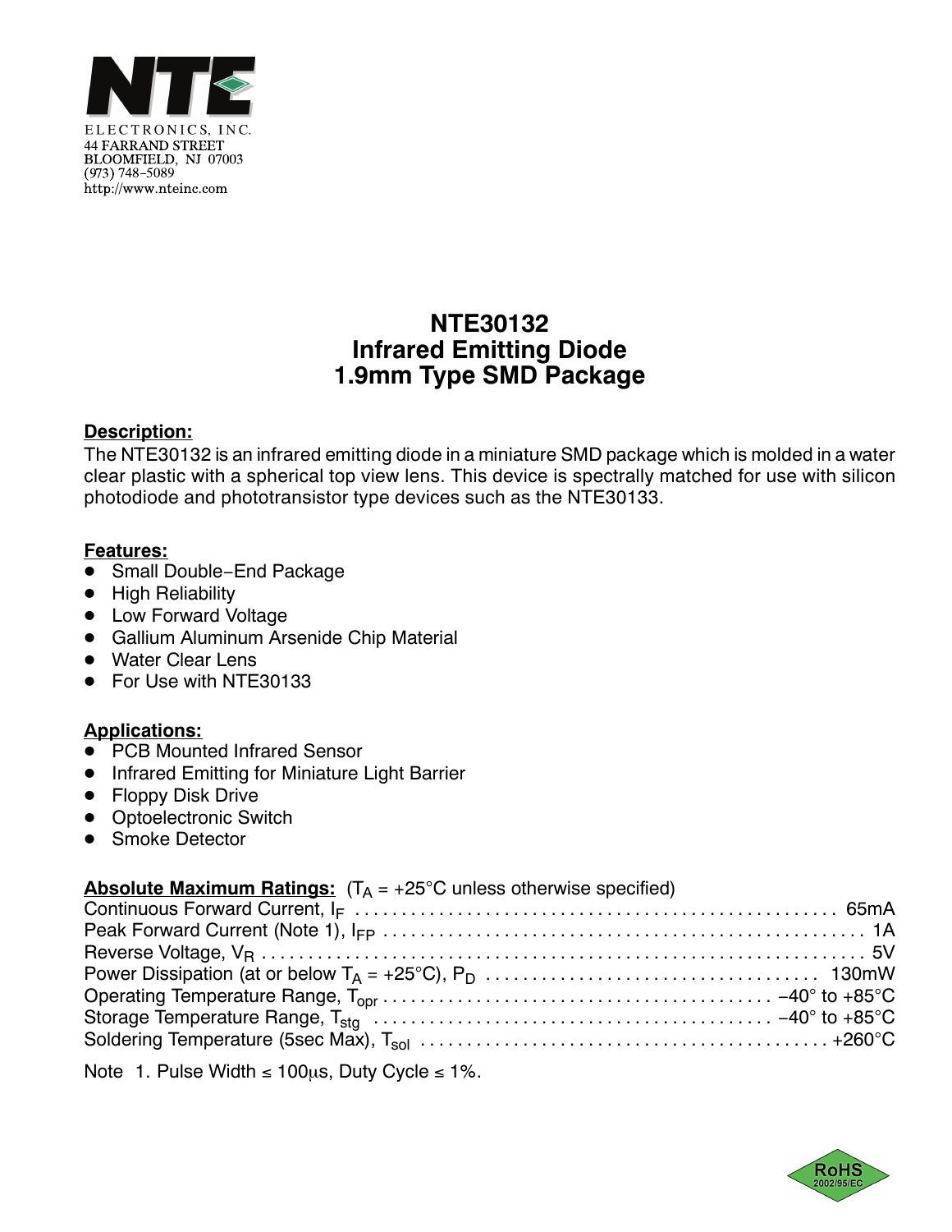NTE ELECTRONICS, INC.
44 FARRAND STREET
BLOOMFIELD, NJ 07003
(973) 748-5089
http://www.nteinc.com

# NTE30132
# Infrared Emitting Diode
# 1.9mm Type SMD Package

**Description:**

The NTE30132 is an infrared emitting diode in a miniature SMD package which is molded in a water clear plastic with a spherical top view lens. This device is spectrally matched for use with silicon photodiode and phototransistor type devices such as the NTE30133.

**Features:**

- Small Double−End Package
- High Reliability
- Low Forward Voltage
- Gallium Aluminum Arsenide Chip Material
- Water Clear Lens
- For Use with NTE30133

**Applications:**

- PCB Mounted Infrared Sensor
- Infrared Emitting for Miniature Light Barrier
- Floppy Disk Drive
- Optoelectronic Switch
- Smoke Detector

**Absolute Maximum Ratings:** ($T_A$ = +25°C unless otherwise specified)

Continuous Forward Current, $I_F$ . . . . . . . . . . 65mA
Peak Forward Current (Note 1), $I_{FP}$ . . . . . . . . . . 1A
Reverse Voltage, $V_R$ . . . . . . . . . . 5V
Power Dissipation (at or below $T_A$ = +25°C), $P_D$ . . . . . . . . . . 130mW
Operating Temperature Range, $T_{opr}$ . . . . . . . . . . −40° to +85°C
Storage Temperature Range, $T_{stg}$ . . . . . . . . . . −40° to +85°C
Soldering Temperature (5sec Max), $T_{sol}$ . . . . . . . . . . +260°C

Note 1. Pulse Width ≤ 100μs, Duty Cycle ≤ 1%.

RoHS 2002/95/EC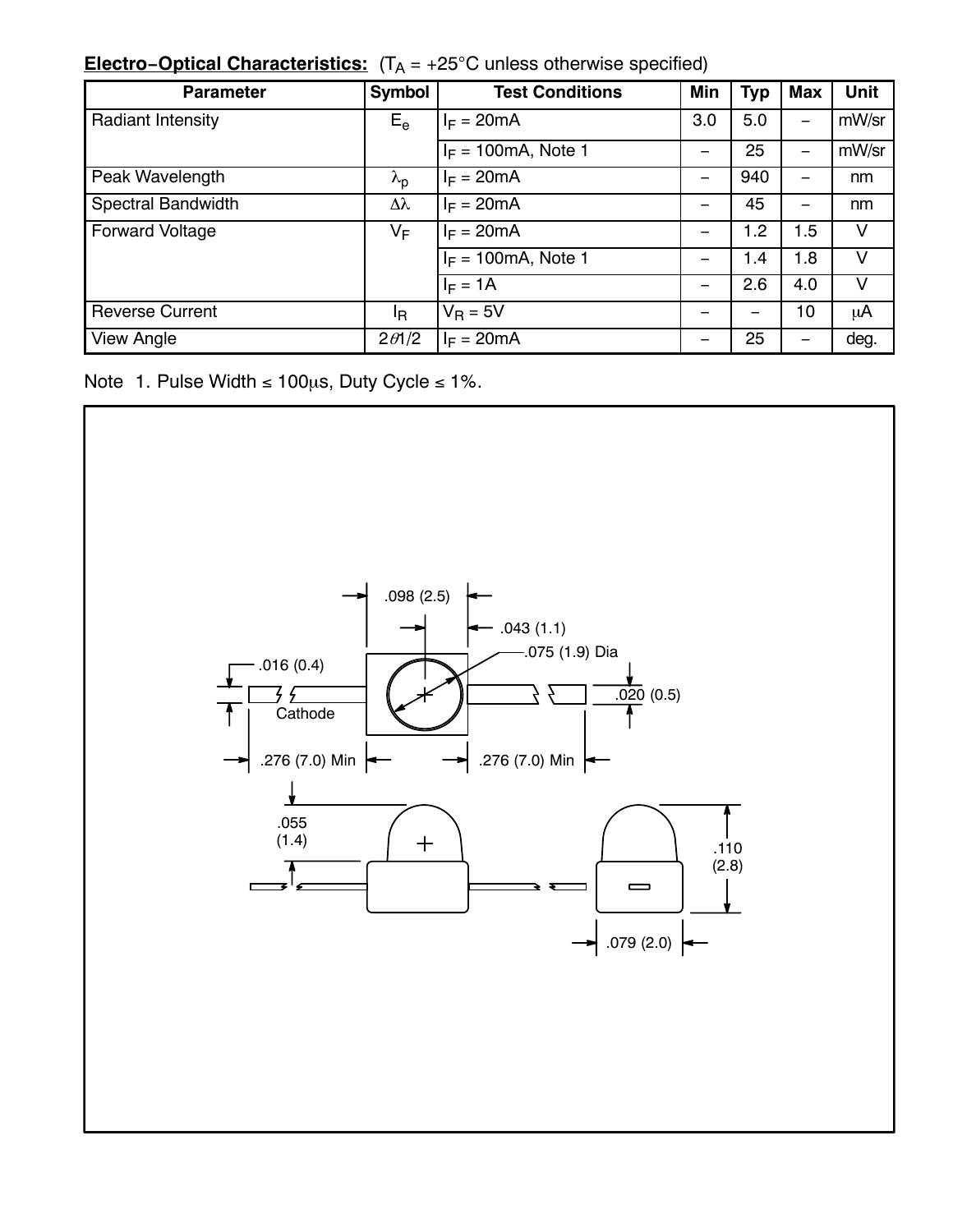**Electro–Optical Characteristics:** ($T_A$ = +25°C unless otherwise specified)

| Parameter | Symbol | Test Conditions | Min | Typ | Max | Unit |
|---|---|---|---|---|---|---|
| Radiant Intensity | $E_e$ | $I_F$ = 20mA | 3.0 | 5.0 | – | mW/sr |
| | | $I_F$ = 100mA, Note 1 | – | 25 | – | mW/sr |
| Peak Wavelength | $\lambda_p$ | $I_F$ = 20mA | – | 940 | – | nm |
| Spectral Bandwidth | $\Delta\lambda$ | $I_F$ = 20mA | – | 45 | – | nm |
| Forward Voltage | $V_F$ | $I_F$ = 20mA | – | 1.2 | 1.5 | V |
| | | $I_F$ = 100mA, Note 1 | – | 1.4 | 1.8 | V |
| | | $I_F$ = 1A | – | 2.6 | 4.0 | V |
| Reverse Current | $I_R$ | $V_R$ = 5V | – | – | 10 | μA |
| View Angle | $2\theta 1/2$ | $I_F$ = 20mA | – | 25 | – | deg. |

Note 1. Pulse Width ≤ 100μs, Duty Cycle ≤ 1%.

.098 (2.5)
.043 (1.1)
.075 (1.9) Dia
.016 (0.4)
Cathode
.020 (0.5)
.276 (7.0) Min
.276 (7.0) Min
.055 (1.4)
.110 (2.8)
.079 (2.0)